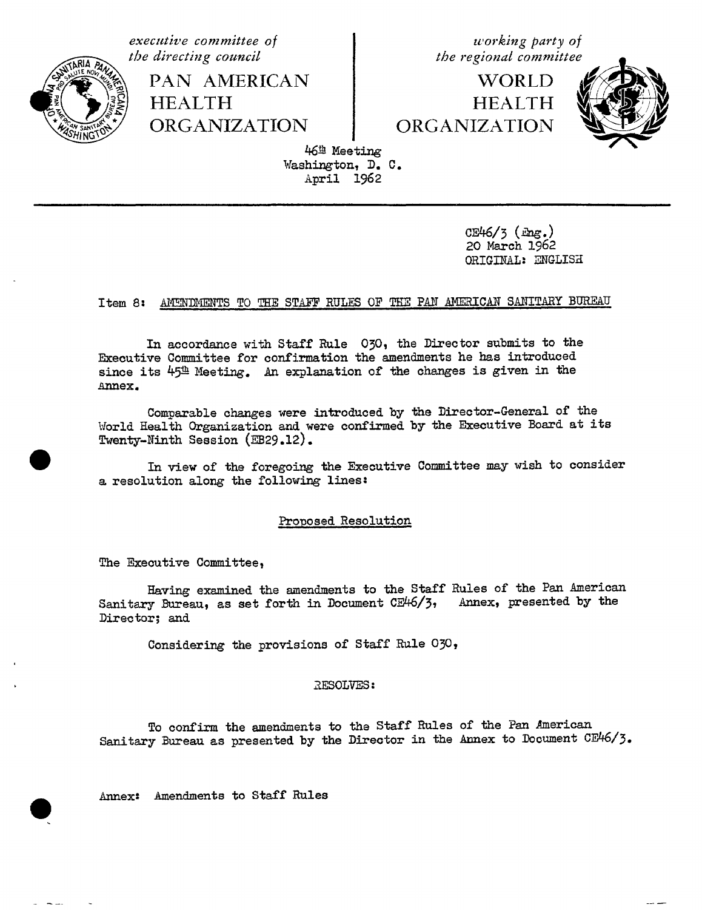*executive committee of the directing council*

PAN AMERICAN HEALTH ORGANIZATION

*working party of the regional committee*

WORLD HEALTH ORGANIZATION

46th Meeting
Washington, D. C.
April 1962

CE46/3 (Eng.)
20 March 1962
ORIGINAL: ENGLISH

Item 8: AMENDMENTS TO THE STAFF RULES OF THE PAN AMERICAN SANITARY BUREAU

In accordance with Staff Rule 030, the Director submits to the Executive Committee for confirmation the amendments he has introduced since its 45th Meeting. An explanation of the changes is given in the Annex.

Comparable changes were introduced by the Director-General of the World Health Organization and were confirmed by the Executive Board at its Twenty-Ninth Session (EB29.12).

In view of the foregoing the Executive Committee may wish to consider a resolution along the following lines:

## Proposed Resolution

The Executive Committee,

Having examined the amendments to the Staff Rules of the Pan American Sanitary Bureau, as set forth in Document CE46/3, Annex, presented by the Director; and

Considering the provisions of Staff Rule 030,

RESOLVES:

To confirm the amendments to the Staff Rules of the Pan American Sanitary Bureau as presented by the Director in the Annex to Document CE46/3.

Annex: Amendments to Staff Rules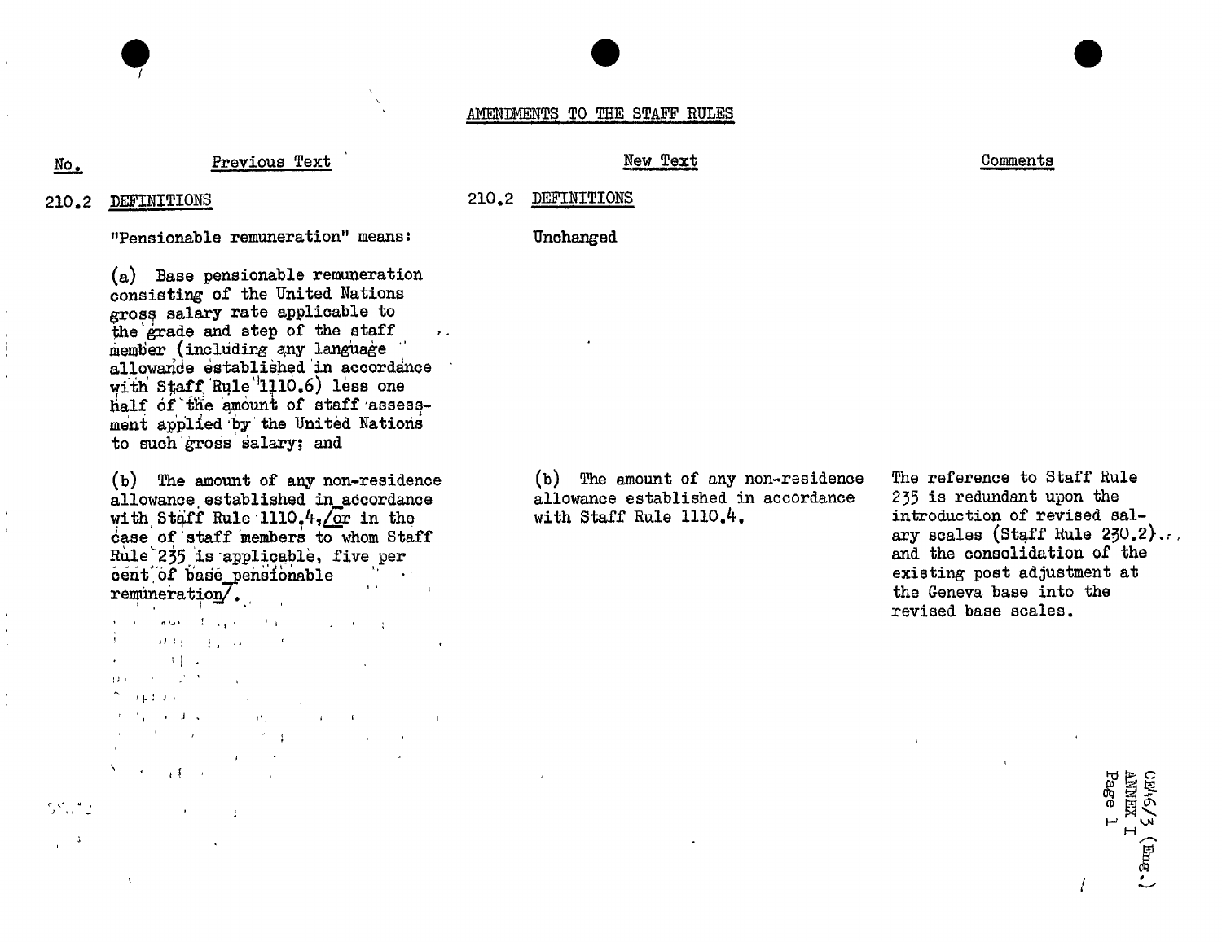## AMENDMENTS TO THE STAFF RULES

| No. | Previous Text | New Text | Comments |
|---|---|---|---|
| 210.2 | DEFINITIONS | 210.2 DEFINITIONS | |
| | "Pensionable remuneration" means: | Unchanged | |
| | (a) Base pensionable remuneration consisting of the United Nations gross salary rate applicable to the grade and step of the staff member (including any language allowance established in accordance with Staff Rule 1110.6) less one half of the amount of staff assessment applied by the United Nations to such gross salary; and | | |
| | (b) The amount of any non-residence allowance established in accordance with Staff Rule 1110.4,/or in the case of staff members to whom Staff Rule 235 is applicable, five per cent of base pensionable remuneration/. | (b) The amount of any non-residence allowance established in accordance with Staff Rule 1110.4. | The reference to Staff Rule 235 is redundant upon the introduction of revised salary scales (Staff Rule 230.2) and the consolidation of the existing post adjustment at the Geneva base into the revised base scales. |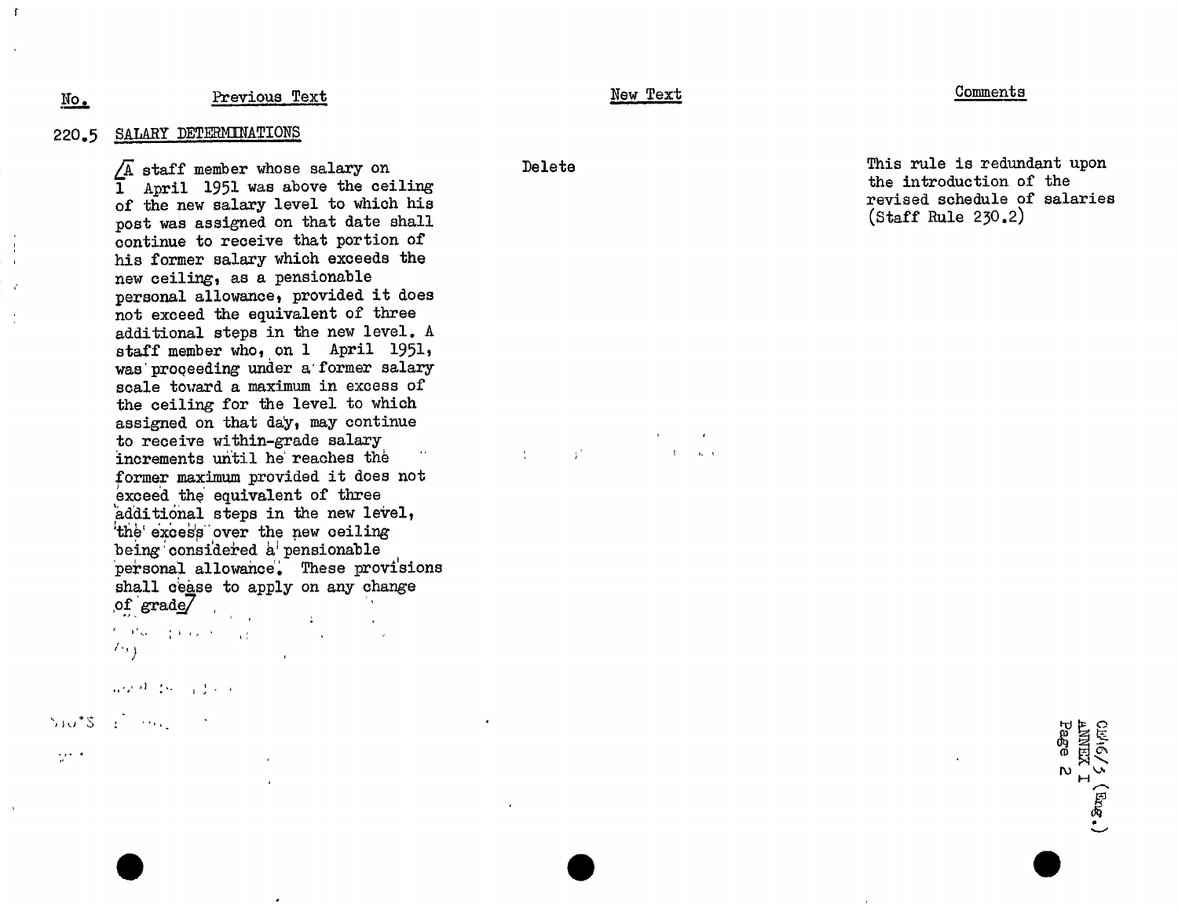| No. | Previous Text | New Text | Comments |
|---|---|---|---|
| 220.5 | SALARY DETERMINATIONS<br><br>[A staff member whose salary on 1 April 1951 was above the ceiling of the new salary level to which his post was assigned on that date shall continue to receive that portion of his former salary which exceeds the new ceiling, as a pensionable personal allowance, provided it does not exceed the equivalent of three additional steps in the new level. A staff member who, on 1 April 1951, was proceeding under a former salary scale toward a maximum in excess of the ceiling for the level to which assigned on that day, may continue to receive within-grade salary increments until he reaches the former maximum provided it does not exceed the equivalent of three additional steps in the new level, the excess over the new ceiling being considered a pensionable personal allowance. These provisions shall cease to apply on any change of grade] | Delete | This rule is redundant upon the introduction of the revised schedule of salaries (Staff Rule 230.2) |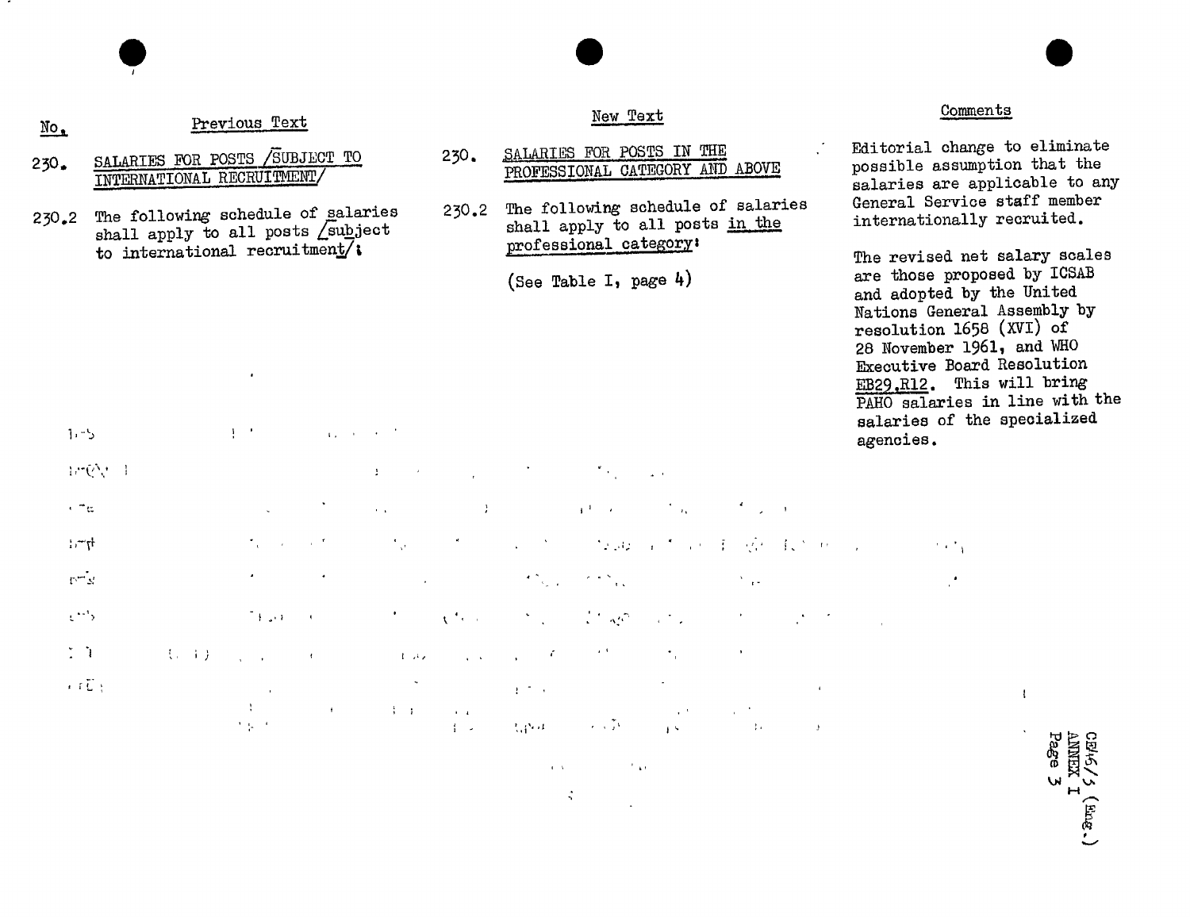| No. | Previous Text | New Text | Comments |
|---|---|---|---|
| 230. | SALARIES FOR POSTS /SUBJECT TO INTERNATIONAL RECRUITMENT/ | 230. SALARIES FOR POSTS IN THE PROFESSIONAL CATEGORY AND ABOVE | Editorial change to eliminate possible assumption that the salaries are applicable to any General Service staff member internationally recruited. |
| 230.2 | The following schedule of salaries shall apply to all posts /subject to international recruitment/: | 230.2 The following schedule of salaries shall apply to all posts in the professional category: (See Table I, page 4) | The revised net salary scales are those proposed by ICSAB and adopted by the United Nations General Assembly by resolution 1658 (XVI) of 28 November 1961, and WHO Executive Board Resolution EB29.R12. This will bring PAHO salaries in line with the salaries of the specialized agencies. |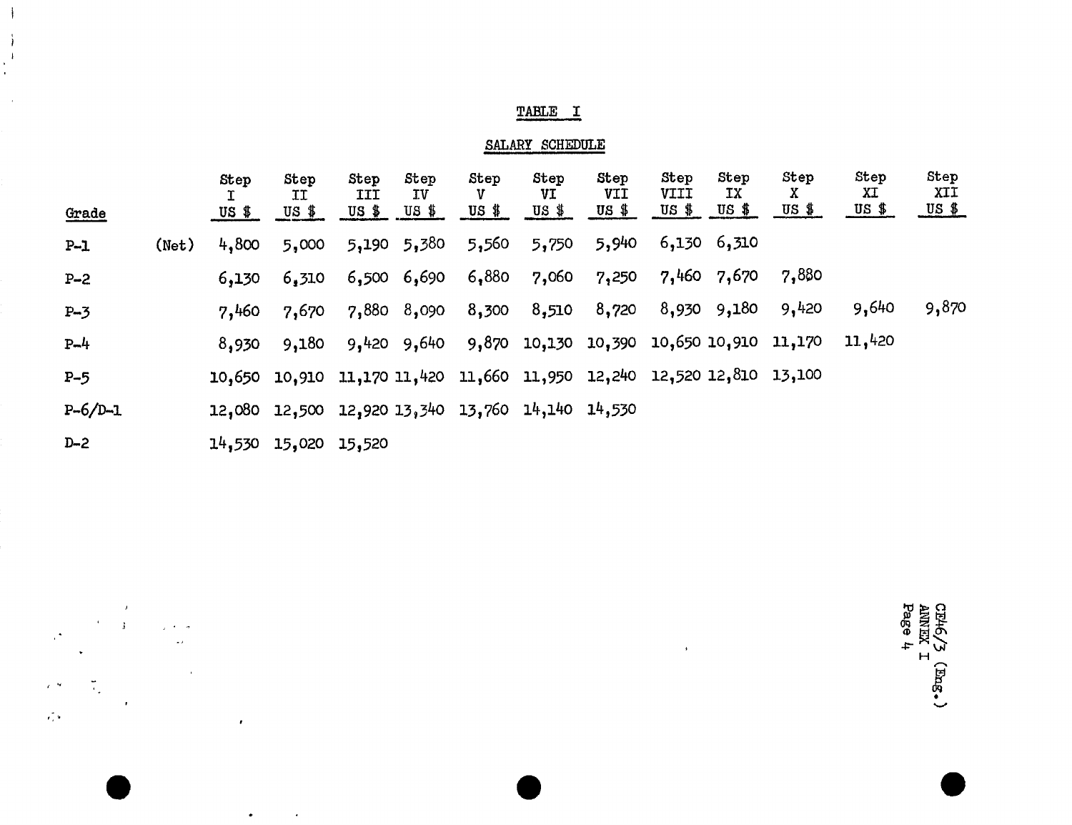# TABLE I

## SALARY SCHEDULE

| Grade | | Step I US $ | Step II US $ | Step III US $ | Step IV US $ | Step V US $ | Step VI US $ | Step VII US $ | Step VIII US $ | Step IX US $ | Step X US $ | Step XI US $ | Step XII US $ |
|---|---|---|---|---|---|---|---|---|---|---|---|---|---|
| P-1 | (Net) | 4,800 | 5,000 | 5,190 | 5,380 | 5,560 | 5,750 | 5,940 | 6,130 | 6,310 | | | |
| P-2 | | 6,130 | 6,310 | 6,500 | 6,690 | 6,880 | 7,060 | 7,250 | 7,460 | 7,670 | 7,880 | | |
| P-3 | | 7,460 | 7,670 | 7,880 | 8,090 | 8,300 | 8,510 | 8,720 | 8,930 | 9,180 | 9,420 | 9,640 | 9,870 |
| P-4 | | 8,930 | 9,180 | 9,420 | 9,640 | 9,870 | 10,130 | 10,390 | 10,650 | 10,910 | 11,170 | 11,420 | |
| P-5 | | 10,650 | 10,910 | 11,170 | 11,420 | 11,660 | 11,950 | 12,240 | 12,520 | 12,810 | 13,100 | | |
| P-6/D-1 | | 12,080 | 12,500 | 12,920 | 13,340 | 13,760 | 14,140 | 14,530 | | | | | |
| D-2 | | 14,530 | 15,020 | 15,520 | | | | | | | | | |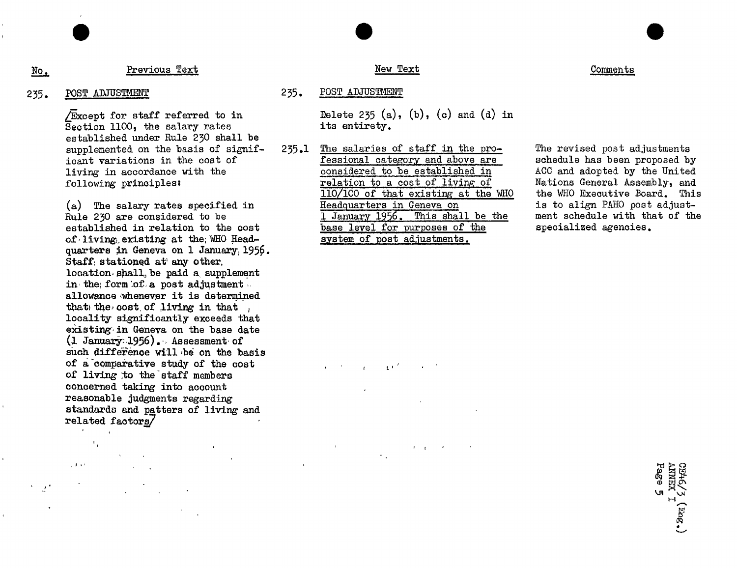| No. | Previous Text | New Text | Comments |
|---|---|---|---|
| 235. | POST ADJUSTMENT | 235. POST ADJUSTMENT | |
| | /Except for staff referred to in Section 1100, the salary rates established under Rule 230 shall be supplemented on the basis of significant variations in the cost of living in accordance with the following principles: | Delete 235 (a), (b), (c) and (d) in its entirety. | |
| | (a) The salary rates specified in Rule 230 are considered to be established in relation to the cost of living existing at the WHO Headquarters in Geneva on 1 January 1956. Staff stationed at any other location shall be paid a supplement in the form of a post adjustment allowance whenever it is determined that the cost of living in that locality significantly exceeds that existing in Geneva on the base date (1 January 1956). Assessment of such difference will be on the basis of a comparative study of the cost of living to the staff members concerned taking into account reasonable judgments regarding standards and patters of living and related factors/ | 235.1 <u>The salaries of staff in the professional category and above are considered to be established in relation to a cost of living of 110/100 of that existing at the WHO Headquarters in Geneva on 1 January 1956. This shall be the base level for purposes of the system of post adjustments.</u> | The revised post adjustments schedule has been proposed by ACC and adopted by the United Nations General Assembly, and the WHO Executive Board. This is to align PAHO post adjustment schedule with that of the specialized agencies. |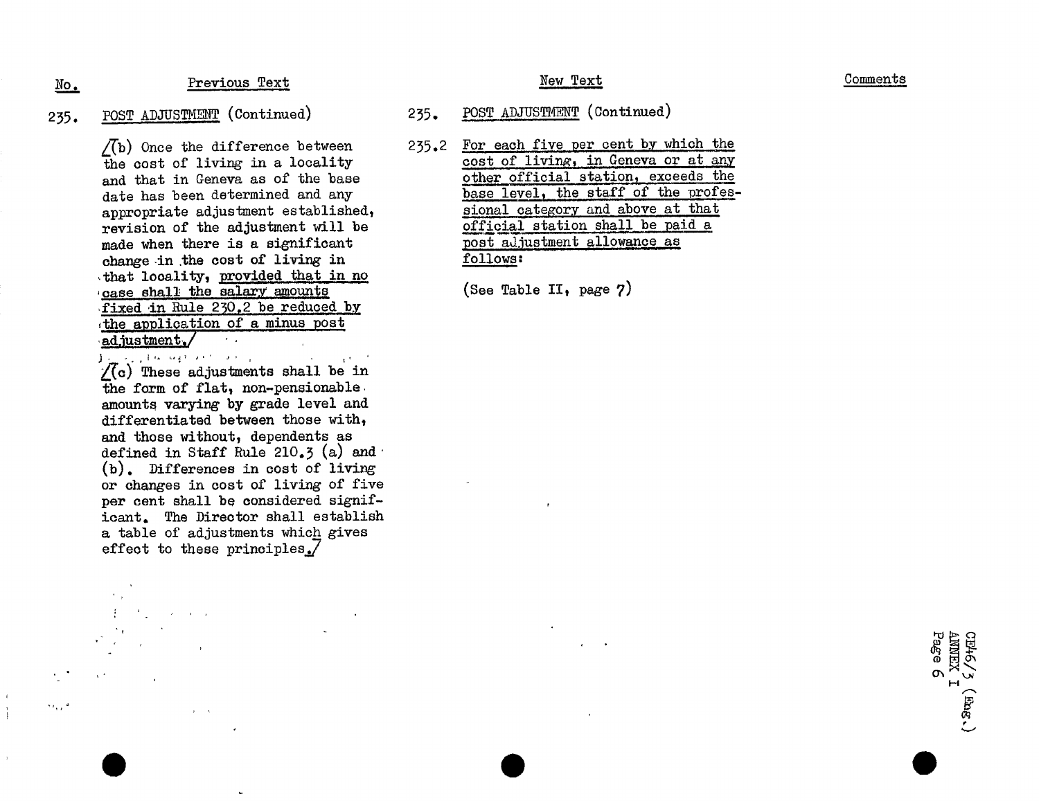| No. | Previous Text | No. | New Text | Comments |
| --- | --- | --- | --- | --- |
| 235. | POST ADJUSTMENT (Continued) | 235. | POST ADJUSTMENT (Continued) | |
| | [(b) Once the difference between the cost of living in a locality and that in Geneva as of the base date has been determined and any appropriate adjustment established, revision of the adjustment will be made when there is a significant change in the cost of living in that locality, provided that in no case shall the salary amounts fixed in Rule 230.2 be reduced by the application of a minus post adjustment.] | 235.2 | For each five per cent by which the cost of living, in Geneva or at any other official station, exceeds the base level, the staff of the professional category and above at that official station shall be paid a post adjustment allowance as follows: | |
| | [(c) These adjustments shall be in the form of flat, non-pensionable amounts varying by grade level and differentiated between those with, and those without, dependents as defined in Staff Rule 210.3 (a) and (b). Differences in cost of living or changes in cost of living of five per cent shall be considered significant. The Director shall establish a table of adjustments which gives effect to these principles.] | | (See Table II, page 7) | |

CE46/3 (Eng.)
ANNEX I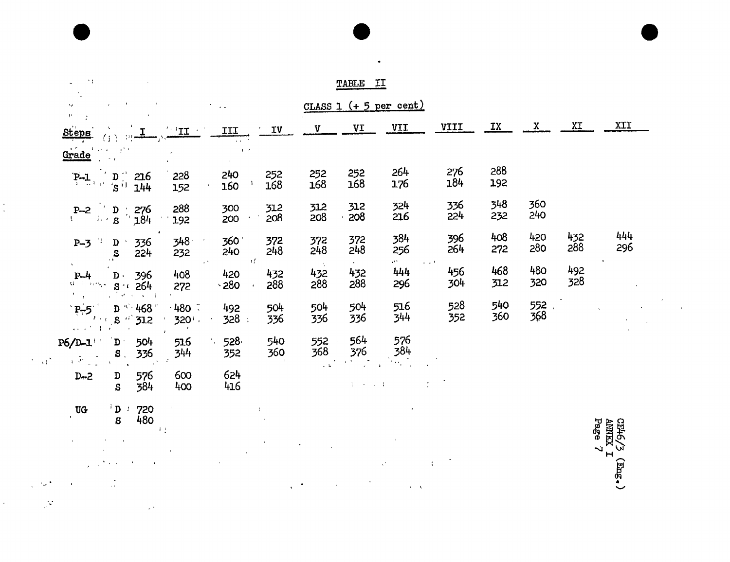## TABLE II

### CLASS 1 (+ 5 per cent)

| Grade | Steps | I | II | III | IV | V | VI | VII | VIII | IX | X | XI | XII |
|---|---|---|---|---|---|---|---|---|---|---|---|---|---|
| P-1 | D | 216 | 228 | 240 | 252 | 252 | 252 | 264 | 276 | 288 | | | |
| | S | 144 | 152 | 160 | 168 | 168 | 168 | 176 | 184 | 192 | | | |
| P-2 | D | 276 | 288 | 300 | 312 | 312 | 312 | 324 | 336 | 348 | 360 | | |
| | S | 184 | 192 | 200 | 208 | 208 | 208 | 216 | 224 | 232 | 240 | | |
| P-3 | D | 336 | 348 | 360 | 372 | 372 | 372 | 384 | 396 | 408 | 420 | 432 | 444 |
| | S | 224 | 232 | 240 | 248 | 248 | 248 | 256 | 264 | 272 | 280 | 288 | 296 |
| P-4 | D | 396 | 408 | 420 | 432 | 432 | 432 | 444 | 456 | 468 | 480 | 492 | |
| | S | 264 | 272 | 280 | 288 | 288 | 288 | 296 | 304 | 312 | 320 | 328 | |
| P-5 | D | 468 | 480 | 492 | 504 | 504 | 504 | 516 | 528 | 540 | 552 | | |
| | S | 312 | 320 | 328 | 336 | 336 | 336 | 344 | 352 | 360 | 368 | | |
| P6/D-1 | D | 504 | 516 | 528 | 540 | 552 | 564 | 576 | | | | | |
| | S | 336 | 344 | 352 | 360 | 368 | 376 | 384 | | | | | |
| D-2 | D | 576 | 600 | 624 | | | | | | | | | |
| | S | 384 | 400 | 416 | | | | | | | | | |
| UG | D | 720 | | | | | | | | | | | |
| | S | 480 | | | | | | | | | | | |

CE46/3 (Eng.)
ANNEX I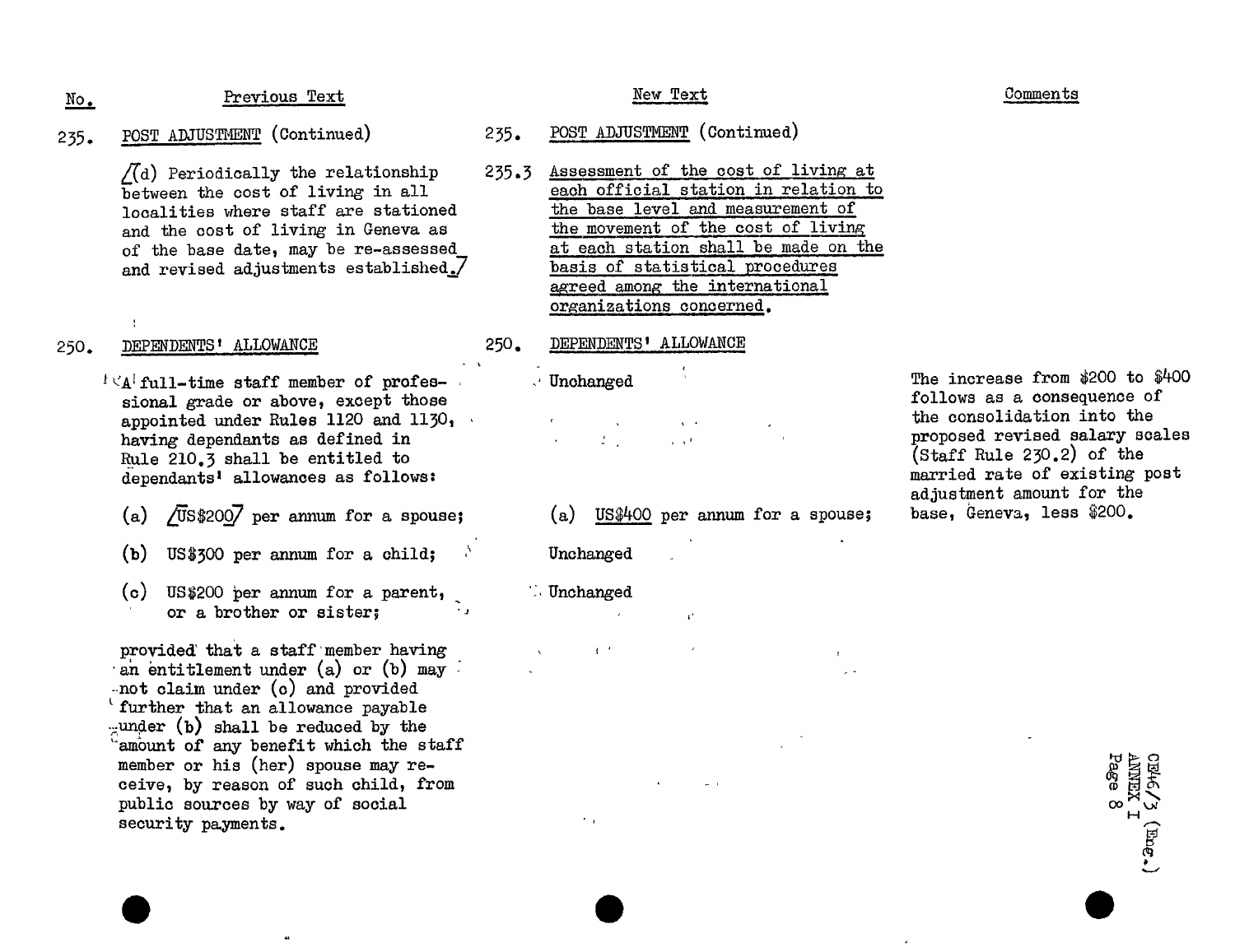| No. | Previous Text | New Text | Comments |
|---|---|---|---|
| 235. | POST ADJUSTMENT (Continued) | 235. POST ADJUSTMENT (Continued) | |
| | /(d) Periodically the relationship between the cost of living in all localities where staff are stationed and the cost of living in Geneva as of the base date, may be re-assessed and revised adjustments established./ | 235.3 Assessment of the cost of living at each official station in relation to the base level and measurement of the movement of the cost of living at each station shall be made on the basis of statistical procedures agreed among the international organizations concerned. | |
| 250. | DEPENDENTS' ALLOWANCE | 250. DEPENDENTS' ALLOWANCE | |
| | A full-time staff member of professional grade or above, except those appointed under Rules 1120 and 1130, having dependants as defined in Rule 210.3 shall be entitled to dependants' allowances as follows: | Unchanged | The increase from $200 to $400 follows as a consequence of the consolidation into the proposed revised salary scales (Staff Rule 230.2) of the married rate of existing post adjustment amount for the base, Geneva, less $200. |
| | (a) /US$200/ per annum for a spouse; | (a) US$400 per annum for a spouse; | |
| | (b) US$300 per annum for a child; | Unchanged | |
| | (c) US$200 per annum for a parent, or a brother or sister; | Unchanged | |
| | provided that a staff member having an entitlement under (a) or (b) may not claim under (c) and provided further that an allowance payable under (b) shall be reduced by the amount of any benefit which the staff member or his (her) spouse may receive, by reason of such child, from public sources by way of social security payments. | | |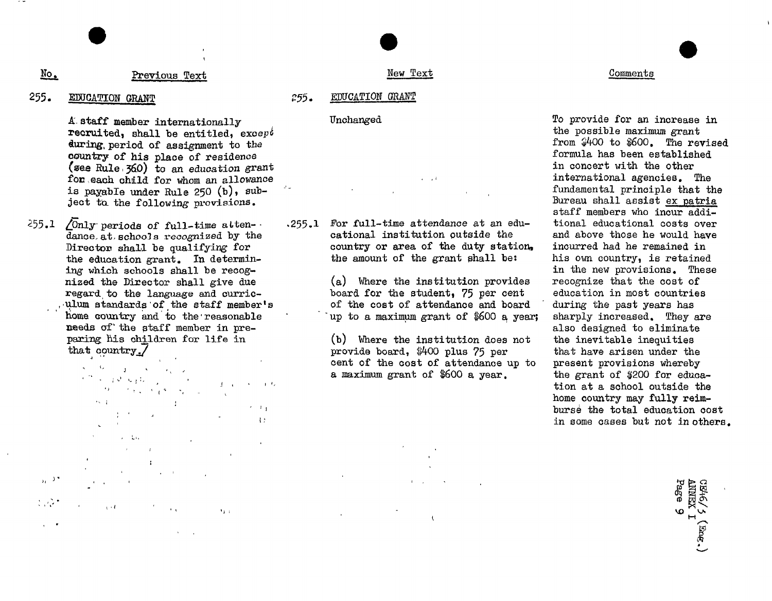| No. | Previous Text | New Text | Comments |
|---|---|---|---|
| 255. | EDUCATION GRANT | 255. EDUCATION GRANT | |
| | A staff member internationally recruited, shall be entitled, except during period of assignment to the country of his place of residence (see Rule 360) to an education grant for each child for whom an allowance is payable under Rule 250 (b), subject to the following provisions. | Unchanged | To provide for an increase in the possible maximum grant from $400 to $600. The revised formula has been established in concert with the other international agencies. The fundamental principle that the Bureau shall assist *ex patria* staff members who incur additional educational costs over and above those he would have incurred had he remained in his own country, is retained in the new provisions. These recognize that the cost of education in most countries during the past years has sharply increased. They are also designed to eliminate the inevitable inequities that have arisen under the present provisions whereby the grant of $200 for education at a school outside the home country may fully reimburse the total education cost in some cases but not in others. |
| 255.1 | [Only periods of full-time attendance at schools recognized by the Director shall be qualifying for the education grant. In determining which schools shall be recognized the Director shall give due regard to the language and curriculum standards of the staff member's home country and to the reasonable needs of the staff member in preparing his children for life in that country.] | 255.1 For full-time attendance at an educational institution outside the country or area of the duty station, the amount of the grant shall be:<br><br>(a) Where the institution provides board for the student, 75 per cent of the cost of attendance and board up to a maximum grant of $600 a year;<br><br>(b) Where the institution does not provide board, $400 plus 75 per cent of the cost of attendance up to a maximum grant of $600 a year. | |

CE46/5 (Eng.)
ANNEX I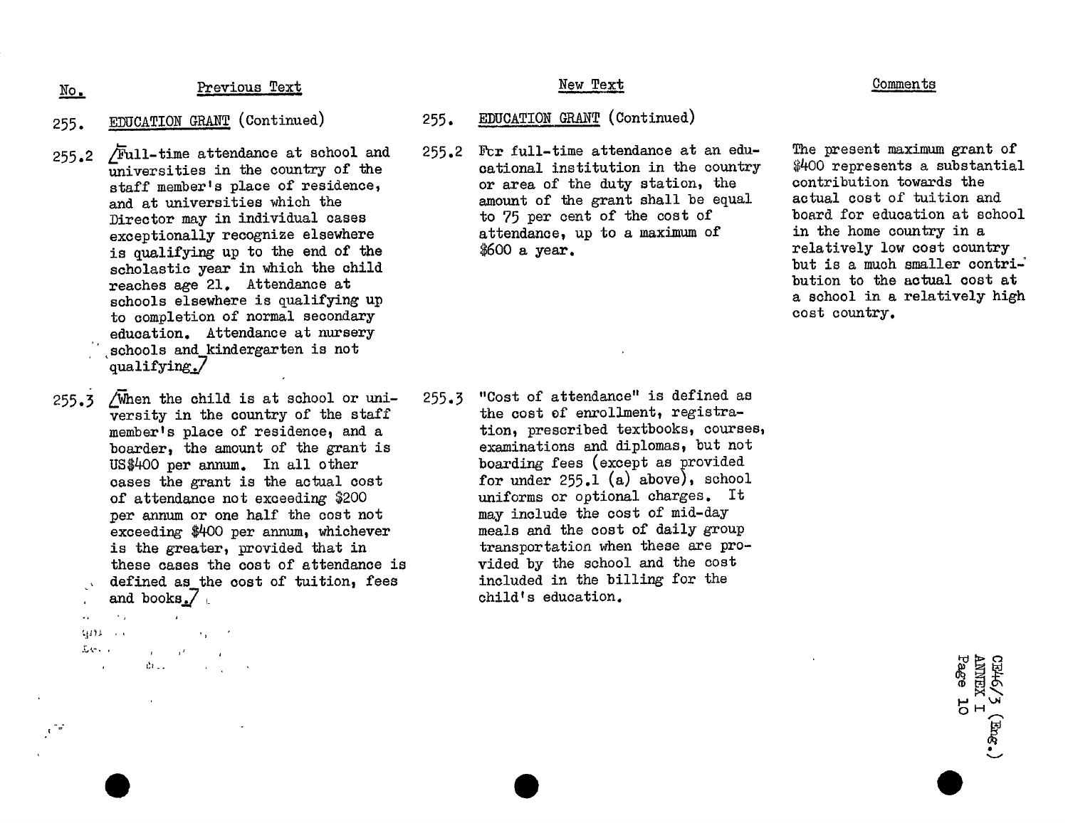| No. | Previous Text | New Text | Comments |
|---|---|---|---|
| 255. | EDUCATION GRANT (Continued) | 255. EDUCATION GRANT (Continued) | |
| 255.2 | /Full-time attendance at school and universities in the country of the staff member's place of residence, and at universities which the Director may in individual cases exceptionally recognize elsewhere is qualifying up to the end of the scholastic year in which the child reaches age 21. Attendance at schools elsewhere is qualifying up to completion of normal secondary education. Attendance at nursery schools and kindergarten is not qualifying./ | 255.2 For full-time attendance at an educational institution in the country or area of the duty station, the amount of the grant shall be equal to 75 per cent of the cost of attendance, up to a maximum of \$600 a year. | The present maximum grant of \$400 represents a substantial contribution towards the actual cost of tuition and board for education at school in the home country in a relatively low cost country but is a much smaller contribution to the actual cost at a school in a relatively high cost country. |
| 255.3 | /When the child is at school or university in the country of the staff member's place of residence, and a boarder, the amount of the grant is US\$400 per annum. In all other cases the grant is the actual cost of attendance not exceeding \$200 per annum or one half the cost not exceeding \$400 per annum, whichever is the greater, provided that in these cases the cost of attendance is defined as the cost of tuition, fees and books./ | 255.3 "Cost of attendance" is defined as the cost of enrollment, registration, prescribed textbooks, courses, examinations and diplomas, but not boarding fees (except as provided for under 255.1 (a) above), school uniforms or optional charges. It may include the cost of mid-day meals and the cost of daily group transportation when these are provided by the school and the cost included in the billing for the child's education. | |

CB46/3 (Eng.)
ANNEX I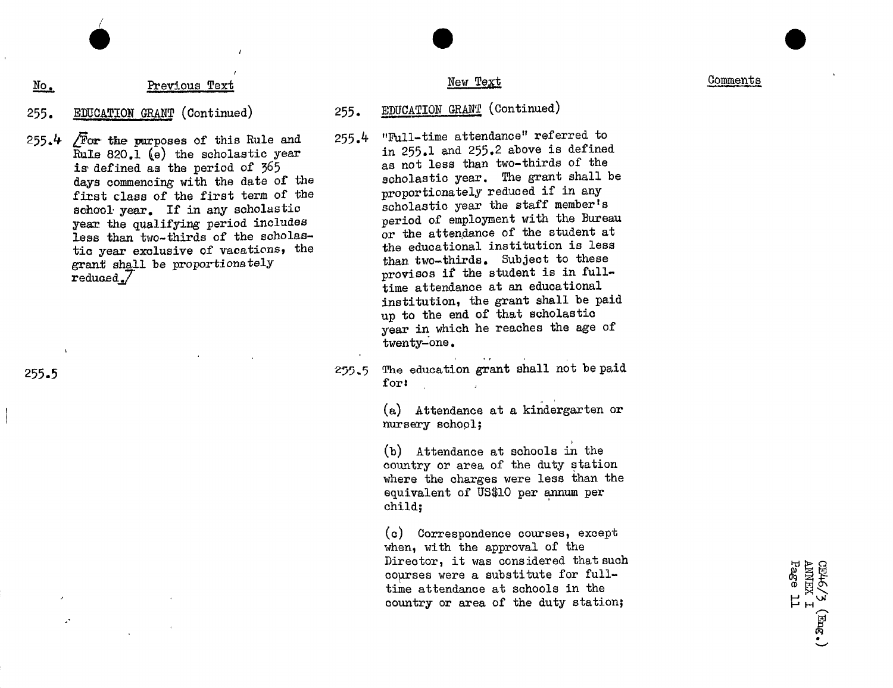| No. | Previous Text | New Text | Comments |
|---|---|---|---|
| 255. | EDUCATION GRANT (Continued) | 255. EDUCATION GRANT (Continued) | |
| 255.4 | [For the purposes of this Rule and Rule 820.1 (e) the scholastic year is defined as the period of 365 days commencing with the date of the first class of the first term of the school year. If in any scholastic year the qualifying period includes less than two-thirds of the scholastic year exclusive of vacations, the grant shall be proportionately reduced.] | 255.4 "Full-time attendance" referred to in 255.1 and 255.2 above is defined as not less than two-thirds of the scholastic year. The grant shall be proportionately reduced if in any scholastic year the staff member's period of employment with the Bureau or the attendance of the student at the educational institution is less than two-thirds. Subject to these provisos if the student is in full-time attendance at an educational institution, the grant shall be paid up to the end of that scholastic year in which he reaches the age of twenty-one. | |
| 255.5 | | 255.5 The education grant shall not be paid for:<br><br>(a) Attendance at a kindergarten or nursery school;<br><br>(b) Attendance at schools in the country or area of the duty station where the charges were less than the equivalent of US$10 per annum per child;<br><br>(c) Correspondence courses, except when, with the approval of the Director, it was considered that such courses were a substitute for full-time attendance at schools in the country or area of the duty station; | |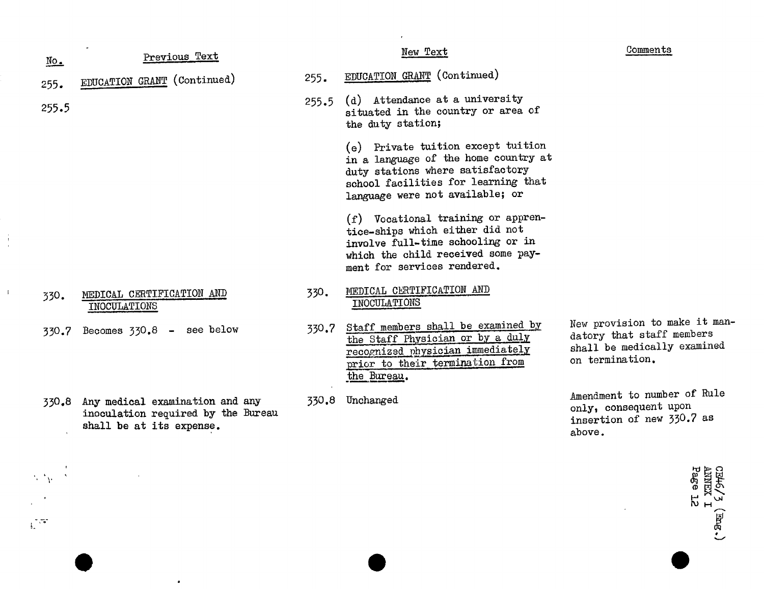| No. | Previous Text | | New Text | Comments |
|---|---|---|---|---|
| 255. | EDUCATION GRANT (Continued) | 255. | EDUCATION GRANT (Continued) | |
| 255.5 | | 255.5 | (d) Attendance at a university situated in the country or area of the duty station;<br><br>(e) Private tuition except tuition in a language of the home country at duty stations where satisfactory school facilities for learning that language were not available; or<br><br>(f) Vocational training or apprentice-ships which either did not involve full-time schooling or in which the child received some payment for services rendered. | |
| 330. | MEDICAL CERTIFICATION AND INOCULATIONS | 330. | MEDICAL CERTIFICATION AND INOCULATIONS | |
| 330.7 | Becomes 330.8 - see below | 330.7 | Staff members shall be examined by the Staff Physician or by a duly recognized physician immediately prior to their termination from the Bureau. | New provision to make it mandatory that staff members shall be medically examined on termination. |
| 330.8 | Any medical examination and any inoculation required by the Bureau shall be at its expense. | 330.8 | Unchanged | Amendment to number of Rule only, consequent upon insertion of new 330.7 as above. |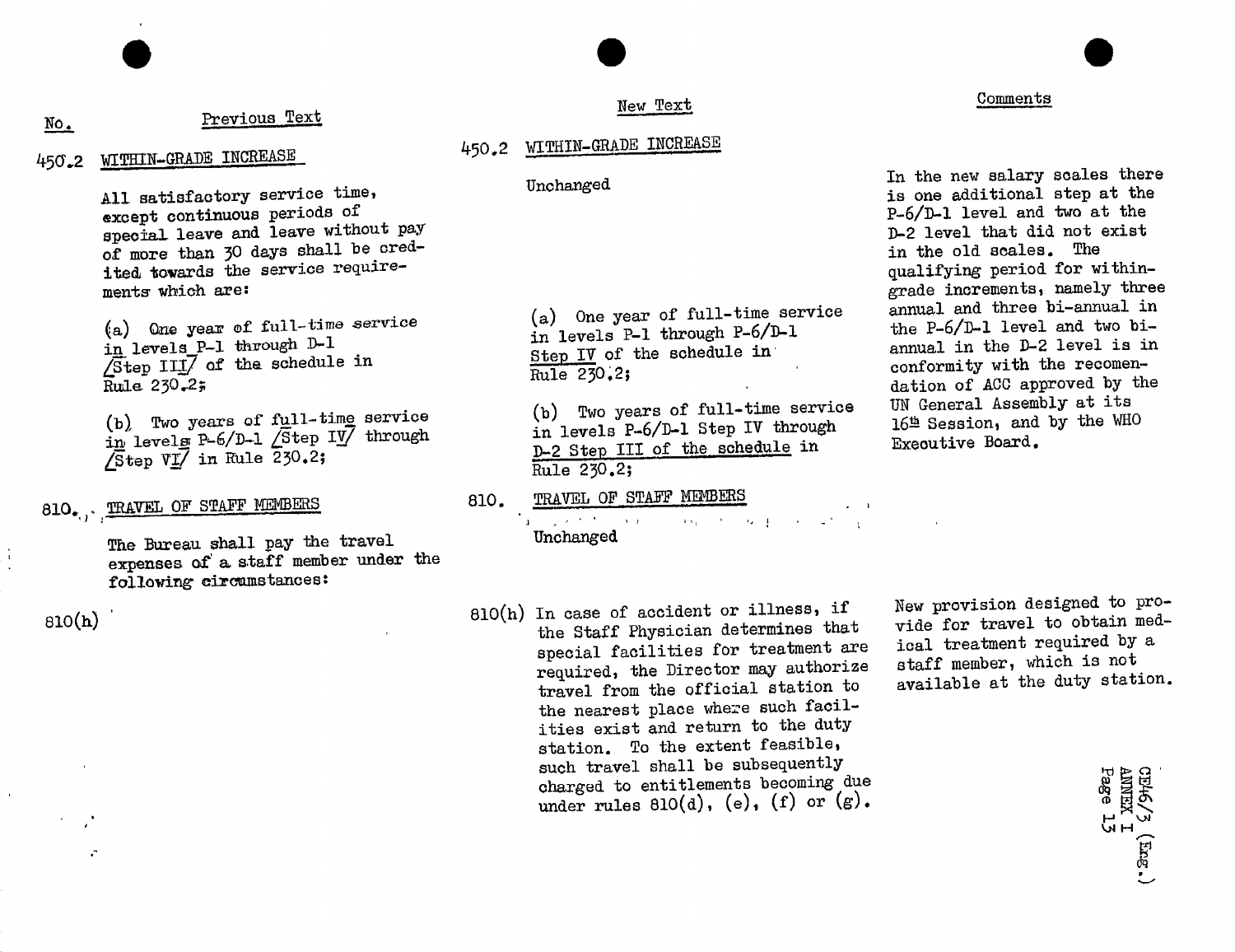| No. | Previous Text | New Text | Comments |
|---|---|---|---|
| 450.2 | WITHIN-GRADE INCREASE | 450.2 WITHIN-GRADE INCREASE | |
| | All satisfactory service time, except continuous periods of special leave and leave without pay of more than 30 days shall be credited towards the service requirements which are: | Unchanged | In the new salary scales there is one additional step at the P-6/D-1 level and two at the D-2 level that did not exist in the old scales. The qualifying period for within-grade increments, namely three annual and three bi-annual in the P-6/D-1 level and two bi-annual in the D-2 level is in conformity with the recomendation of ACC approved by the UN General Assembly at its 16th Session, and by the WHO Executive Board. |
| | (a) One year of full-time service in levels P-1 through D-1 [Step III] of the schedule in Rule 230.2; | (a) One year of full-time service in levels P-1 through P-6/D-1 Step IV of the schedule in Rule 230.2; | |
| | (b) Two years of full-time service in levels P-6/D-1 [Step IV] through [Step VI] in Rule 230.2; | (b) Two years of full-time service in levels P-6/D-1 Step IV through D-2 Step III of the schedule in Rule 230.2; | |
| 810. | TRAVEL OF STAFF MEMBERS | 810. TRAVEL OF STAFF MEMBERS | |
| | The Bureau shall pay the travel expenses of a staff member under the following circumstances: | Unchanged | |
| 810(h) | | 810(h) In case of accident or illness, if the Staff Physician determines that special facilities for treatment are required, the Director may authorize travel from the official station to the nearest place where such facilities exist and return to the duty station. To the extent feasible, such travel shall be subsequently charged to entitlements becoming due under rules 810(d), (e), (f) or (g). | New provision designed to provide for travel to obtain medical treatment required by a staff member, which is not available at the duty station. |

CE46/3 (Eng.)
ANNEX I
Page 13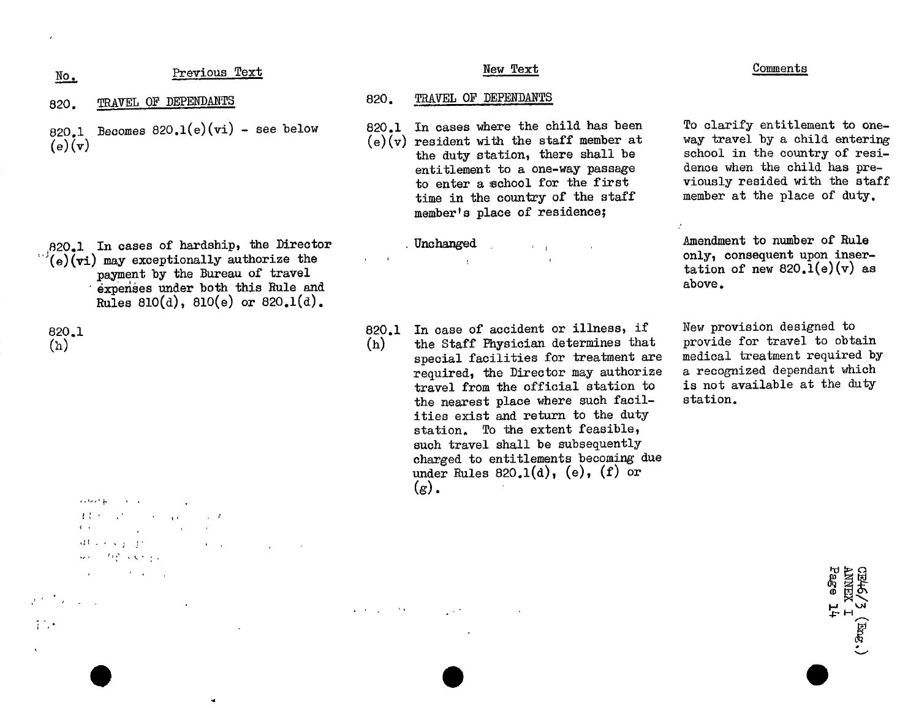| No. | Previous Text | New Text | Comments |
|---|---|---|---|
| 820. | TRAVEL OF DEPENDANTS | 820. TRAVEL OF DEPENDANTS | |
| 820.1 (e)(v) | Becomes 820.1(e)(vi) - see below | 820.1 (e)(v) In cases where the child has been resident with the staff member at the duty station, there shall be entitlement to a one-way passage to enter a school for the first time in the country of the staff member's place of residence; | To clarify entitlement to one-way travel by a child entering school in the country of residence when the child has previously resided with the staff member at the place of duty. |
| 820.1 (e)(vi) | In cases of hardship, the Director may exceptionally authorize the payment by the Bureau of travel expenses under both this Rule and Rules 810(d), 810(e) or 820.1(d). | Unchanged | Amendment to number of Rule only, consequent upon insertion of new 820.1(e)(v) as above. |
| 820.1 (h) | | 820.1 (h) In case of accident or illness, if the Staff Physician determines that special facilities for treatment are required, the Director may authorize travel from the official station to the nearest place where such facilities exist and return to the duty station. To the extent feasible, such travel shall be subsequently charged to entitlements becoming due under Rules 820.1(d), (e), (f) or (g). | New provision designed to provide for travel to obtain medical treatment required by a recognized dependant which is not available at the duty station. |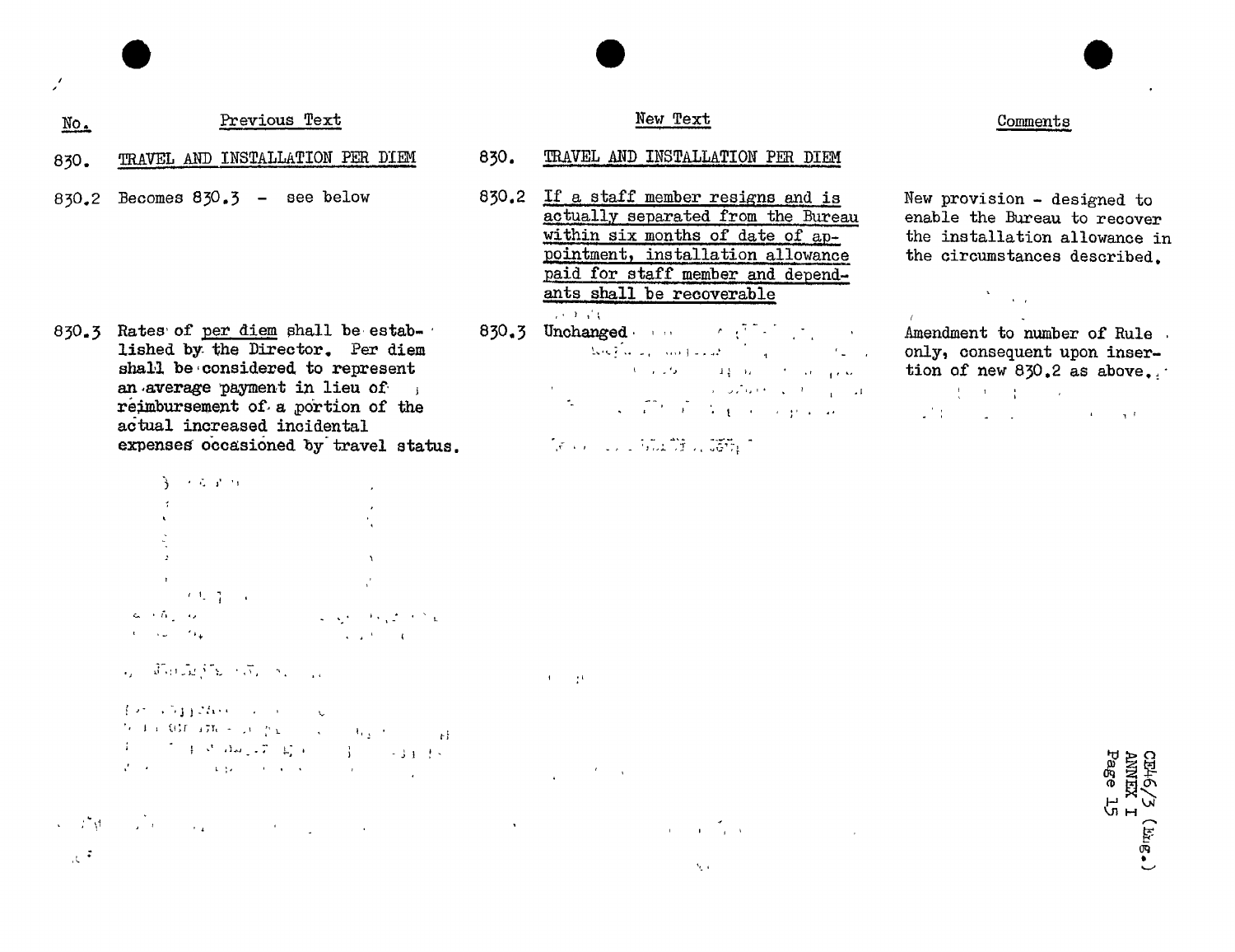| No. | Previous Text | No. | New Text | Comments |
|---|---|---|---|---|
| 830. | TRAVEL AND INSTALLATION PER DIEM | 830. | TRAVEL AND INSTALLATION PER DIEM | |
| 830.2 | Becomes 830.3 - see below | 830.2 | If a staff member resigns and is actually separated from the Bureau within six months of date of appointment, installation allowance paid for staff member and dependants shall be recoverable | New provision - designed to enable the Bureau to recover the installation allowance in the circumstances described. |
| 830.3 | Rates of *per diem* shall be established by the Director. Per diem shall be considered to represent an average payment in lieu of reimbursement of a portion of the actual increased incidental expenses occasioned by travel status. | 830.3 | Unchanged | Amendment to number of Rule only, consequent upon insertion of new 830.2 as above. |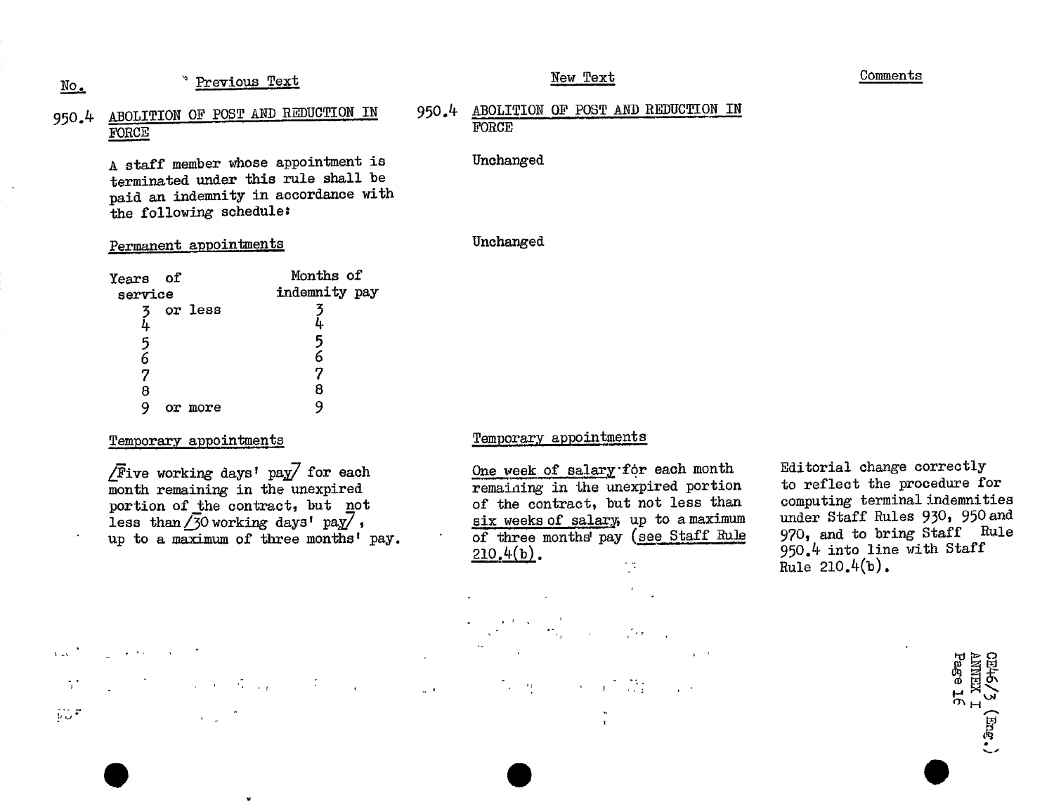| No. | Previous Text | New Text | Comments |
|---|---|---|---|
| 950.4 | ABOLITION OF POST AND REDUCTION IN FORCE | 950.4 ABOLITION OF POST AND REDUCTION IN FORCE | |
| | A staff member whose appointment is terminated under this rule shall be paid an indemnity in accordance with the following schedule: | Unchanged | |
| | Permanent appointments | Unchanged | |
| | Years of service / Months of indemnity pay: 3 or less – 3; 4 – 4; 5 – 5; 6 – 6; 7 – 7; 8 – 8; 9 or more – 9 | | |
| | Temporary appointments | Temporary appointments | |
| | /Five working days' pay/ for each month remaining in the unexpired portion of the contract, but not less than /30 working days' pay/, up to a maximum of three months' pay. | One week of salary for each month remaining in the unexpired portion of the contract, but not less than six weeks of salary, up to a maximum of three months' pay (see Staff Rule 210.4(b). | Editorial change correctly to reflect the procedure for computing terminal indemnities under Staff Rules 930, 950 and 970, and to bring Staff Rule 950.4 into line with Staff Rule 210.4(b). |

CE46/3 (Eng.)
ANNEX I